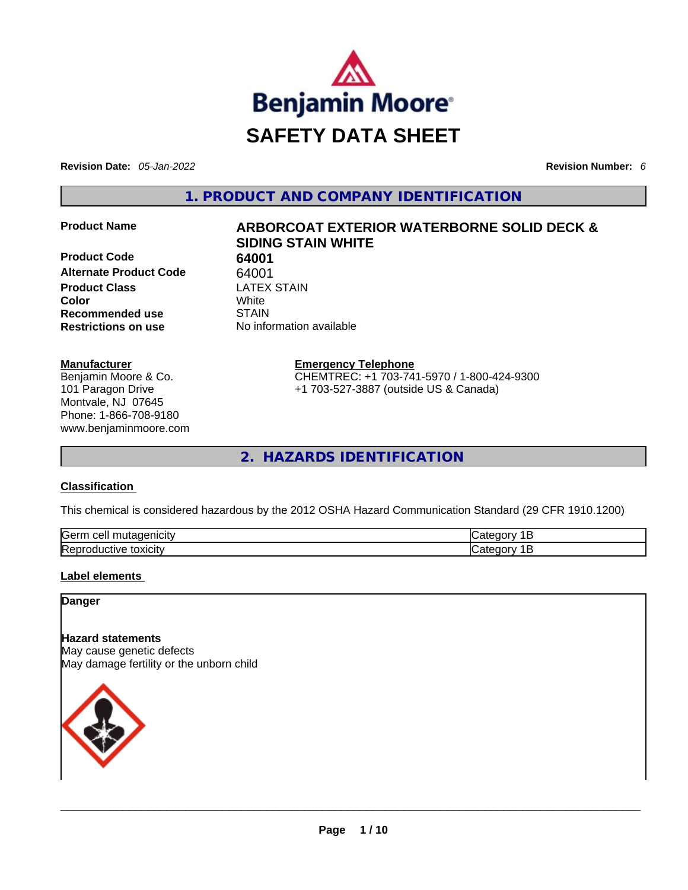# SAFETY DATA SHEET

**Revision Date:** *05-Jan-2022* **Revision Number:** *6*

## 1. PRODUCT AND COMPANY IDENTIFICATION

| | |
|---|---|
| **Product Name** | **ARBORCOAT EXTERIOR WATERBORNE SOLID DECK & SIDING STAIN WHITE** |
| **Product Code** | **64001** |
| **Alternate Product Code** | 64001 |
| **Product Class** | LATEX STAIN |
| **Color** | White |
| **Recommended use** | STAIN |
| **Restrictions on use** | No information available |

**Manufacturer**
Benjamin Moore & Co.
101 Paragon Drive
Montvale, NJ 07645
Phone: 1-866-708-9180
www.benjaminmoore.com

**Emergency Telephone**
CHEMTREC: +1 703-741-5970 / 1-800-424-9300
+1 703-527-3887 (outside US & Canada)

## 2. HAZARDS IDENTIFICATION

### Classification

This chemical is considered hazardous by the 2012 OSHA Hazard Communication Standard (29 CFR 1910.1200)

| | |
|---|---|
| Germ cell mutagenicity | Category 1B |
| Reproductive toxicity | Category 1B |

### Label elements

**Danger**

**Hazard statements**
May cause genetic defects
May damage fertility or the unborn child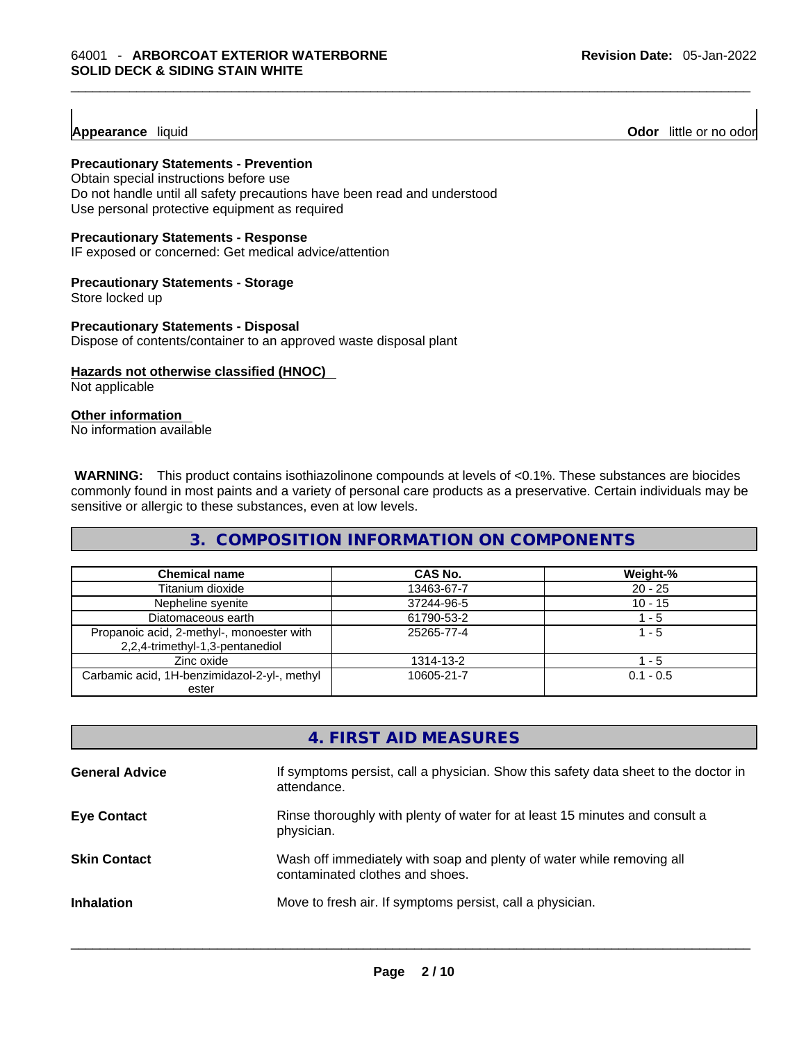**Appearance** liquid **Odor** little or no odor

**Precautionary Statements - Prevention**

Obtain special instructions before use
Do not handle until all safety precautions have been read and understood
Use personal protective equipment as required

**Precautionary Statements - Response**

IF exposed or concerned: Get medical advice/attention

**Precautionary Statements - Storage**

Store locked up

**Precautionary Statements - Disposal**

Dispose of contents/container to an approved waste disposal plant

**Hazards not otherwise classified (HNOC)**

Not applicable

**Other information**

No information available

**WARNING:** This product contains isothiazolinone compounds at levels of <0.1%. These substances are biocides commonly found in most paints and a variety of personal care products as a preservative. Certain individuals may be sensitive or allergic to these substances, even at low levels.

## 3. COMPOSITION INFORMATION ON COMPONENTS

| Chemical name | CAS No. | Weight-% |
| --- | --- | --- |
| Titanium dioxide | 13463-67-7 | 20 - 25 |
| Nepheline syenite | 37244-96-5 | 10 - 15 |
| Diatomaceous earth | 61790-53-2 | 1 - 5 |
| Propanoic acid, 2-methyl-, monoester with 2,2,4-trimethyl-1,3-pentanediol | 25265-77-4 | 1 - 5 |
| Zinc oxide | 1314-13-2 | 1 - 5 |
| Carbamic acid, 1H-benzimidazol-2-yl-, methyl ester | 10605-21-7 | 0.1 - 0.5 |

## 4. FIRST AID MEASURES

**General Advice** If symptoms persist, call a physician. Show this safety data sheet to the doctor in attendance.

**Eye Contact** Rinse thoroughly with plenty of water for at least 15 minutes and consult a physician.

**Skin Contact** Wash off immediately with soap and plenty of water while removing all contaminated clothes and shoes.

**Inhalation** Move to fresh air. If symptoms persist, call a physician.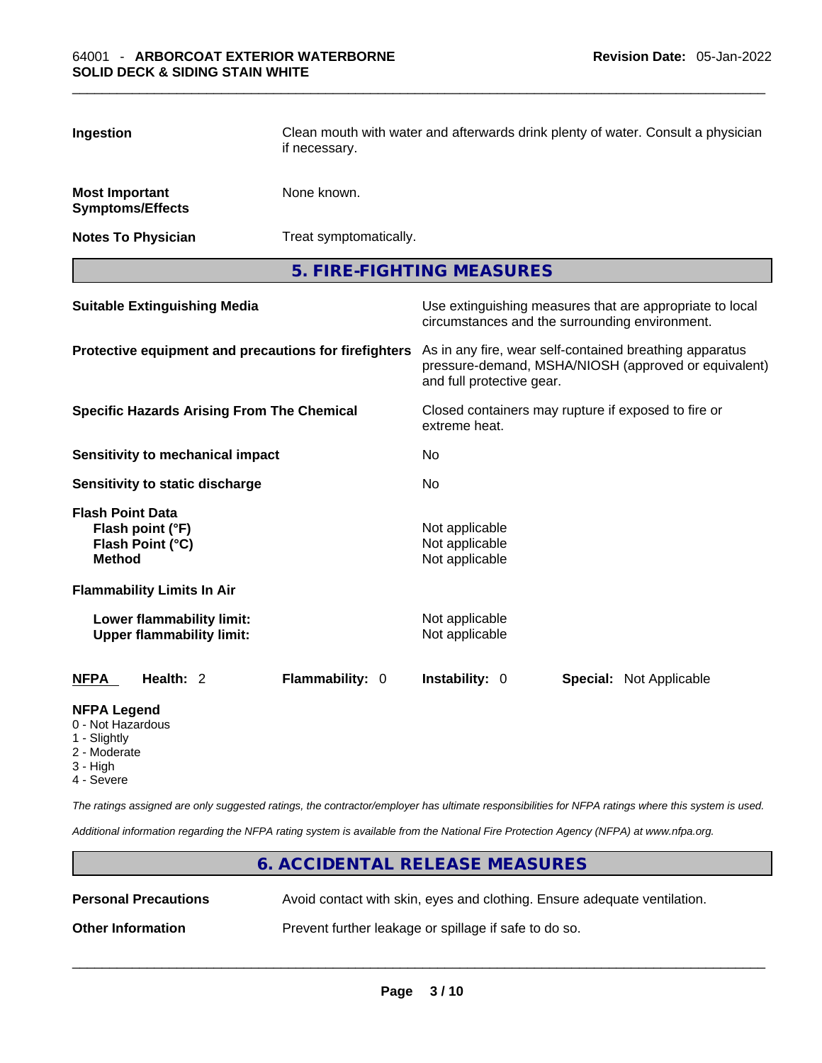| | |
|---|---|
| **Ingestion** | Clean mouth with water and afterwards drink plenty of water. Consult a physician if necessary. |
| **Most Important Symptoms/Effects** | None known. |
| **Notes To Physician** | Treat symptomatically. |

## 5. FIRE-FIGHTING MEASURES

| | |
|---|---|
| **Suitable Extinguishing Media** | Use extinguishing measures that are appropriate to local circumstances and the surrounding environment. |
| **Protective equipment and precautions for firefighters** | As in any fire, wear self-contained breathing apparatus pressure-demand, MSHA/NIOSH (approved or equivalent) and full protective gear. |
| **Specific Hazards Arising From The Chemical** | Closed containers may rupture if exposed to fire or extreme heat. |
| **Sensitivity to mechanical impact** | No |
| **Sensitivity to static discharge** | No |

**Flash Point Data**

| | |
|---|---|
| **Flash point (°F)** | Not applicable |
| **Flash Point (°C)** | Not applicable |
| **Method** | Not applicable |

**Flammability Limits In Air**

| | |
|---|---|
| **Lower flammability limit:** | Not applicable |
| **Upper flammability limit:** | Not applicable |

| **NFPA** | **Health:** 2 | **Flammability:** 0 | **Instability:** 0 | **Special:** Not Applicable |
|---|---|---|---|---|

**NFPA Legend**

0 - Not Hazardous
1 - Slightly
2 - Moderate
3 - High
4 - Severe

*The ratings assigned are only suggested ratings, the contractor/employer has ultimate responsibilities for NFPA ratings where this system is used.*

*Additional information regarding the NFPA rating system is available from the National Fire Protection Agency (NFPA) at www.nfpa.org.*

## 6. ACCIDENTAL RELEASE MEASURES

| | |
|---|---|
| **Personal Precautions** | Avoid contact with skin, eyes and clothing. Ensure adequate ventilation. |
| **Other Information** | Prevent further leakage or spillage if safe to do so. |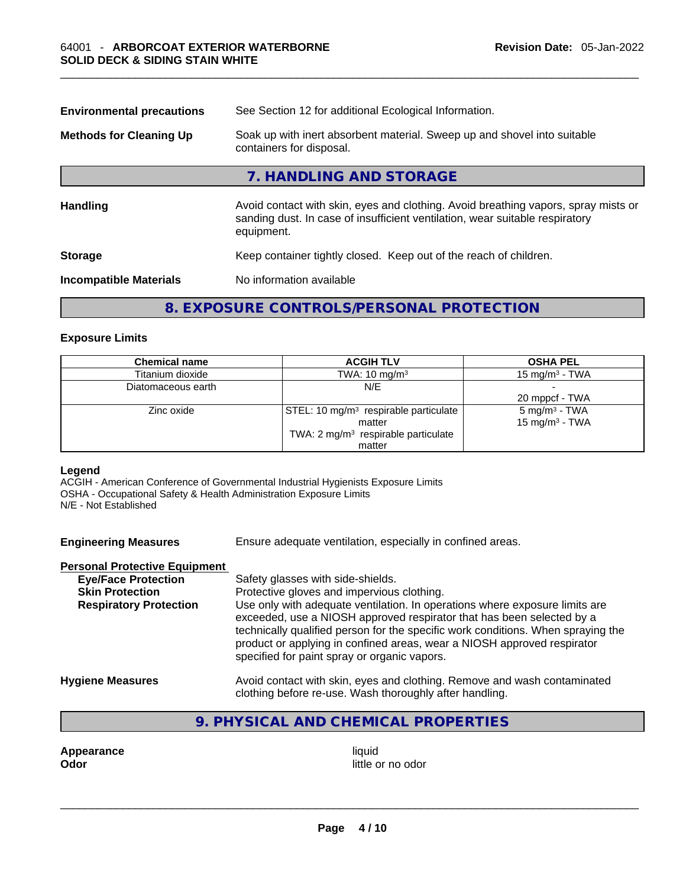| | |
|---|---|
| **Environmental precautions** | See Section 12 for additional Ecological Information. |
| **Methods for Cleaning Up** | Soak up with inert absorbent material. Sweep up and shovel into suitable containers for disposal. |

## 7. HANDLING AND STORAGE

| | |
|---|---|
| **Handling** | Avoid contact with skin, eyes and clothing. Avoid breathing vapors, spray mists or sanding dust. In case of insufficient ventilation, wear suitable respiratory equipment. |
| **Storage** | Keep container tightly closed. Keep out of the reach of children. |
| **Incompatible Materials** | No information available |

## 8. EXPOSURE CONTROLS/PERSONAL PROTECTION

### Exposure Limits

| Chemical name | ACGIH TLV | OSHA PEL |
|---|---|---|
| Titanium dioxide | TWA: 10 mg/m³ | 15 mg/m³ - TWA |
| Diatomaceous earth | N/E | -<br>20 mppcf - TWA |
| Zinc oxide | STEL: 10 mg/m³ respirable particulate matter<br>TWA: 2 mg/m³ respirable particulate matter | 5 mg/m³ - TWA<br>15 mg/m³ - TWA |

**Legend**
ACGIH - American Conference of Governmental Industrial Hygienists Exposure Limits
OSHA - Occupational Safety & Health Administration Exposure Limits
N/E - Not Established

**Engineering Measures** Ensure adequate ventilation, especially in confined areas.

**Personal Protective Equipment**

- **Eye/Face Protection** Safety glasses with side-shields.
- **Skin Protection** Protective gloves and impervious clothing.
- **Respiratory Protection** Use only with adequate ventilation. In operations where exposure limits are exceeded, use a NIOSH approved respirator that has been selected by a technically qualified person for the specific work conditions. When spraying the product or applying in confined areas, wear a NIOSH approved respirator specified for paint spray or organic vapors.

**Hygiene Measures** Avoid contact with skin, eyes and clothing. Remove and wash contaminated clothing before re-use. Wash thoroughly after handling.

## 9. PHYSICAL AND CHEMICAL PROPERTIES

| | |
|---|---|
| **Appearance** | liquid |
| **Odor** | little or no odor |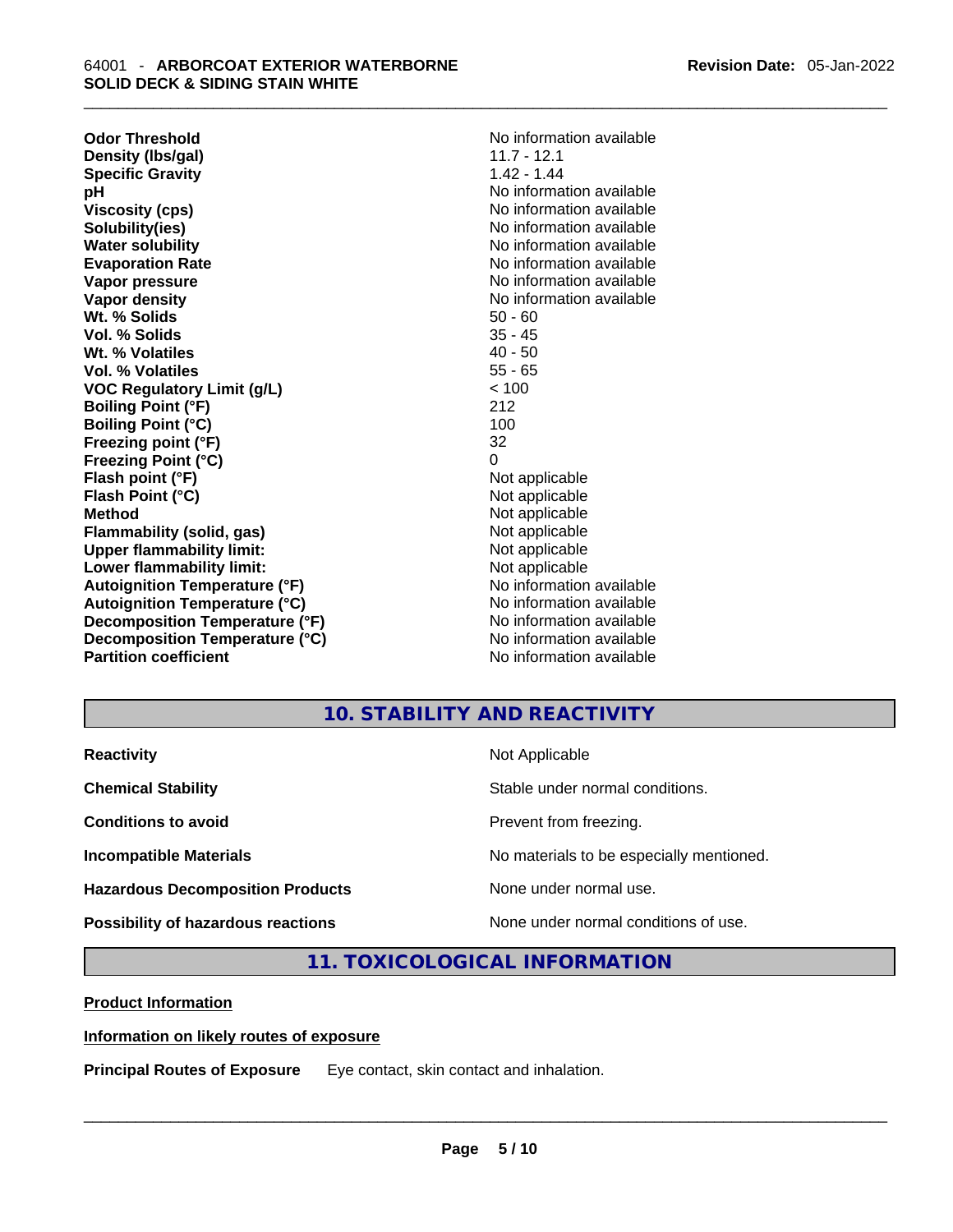| | |
|---|---|
| **Odor Threshold** | No information available |
| **Density (lbs/gal)** | 11.7 - 12.1 |
| **Specific Gravity** | 1.42 - 1.44 |
| **pH** | No information available |
| **Viscosity (cps)** | No information available |
| **Solubility(ies)** | No information available |
| **Water solubility** | No information available |
| **Evaporation Rate** | No information available |
| **Vapor pressure** | No information available |
| **Vapor density** | No information available |
| **Wt. % Solids** | 50 - 60 |
| **Vol. % Solids** | 35 - 45 |
| **Wt. % Volatiles** | 40 - 50 |
| **Vol. % Volatiles** | 55 - 65 |
| **VOC Regulatory Limit (g/L)** | < 100 |
| **Boiling Point (°F)** | 212 |
| **Boiling Point (°C)** | 100 |
| **Freezing point (°F)** | 32 |
| **Freezing Point (°C)** | 0 |
| **Flash point (°F)** | Not applicable |
| **Flash Point (°C)** | Not applicable |
| **Method** | Not applicable |
| **Flammability (solid, gas)** | Not applicable |
| **Upper flammability limit:** | Not applicable |
| **Lower flammability limit:** | Not applicable |
| **Autoignition Temperature (°F)** | No information available |
| **Autoignition Temperature (°C)** | No information available |
| **Decomposition Temperature (°F)** | No information available |
| **Decomposition Temperature (°C)** | No information available |
| **Partition coefficient** | No information available |

## 10. STABILITY AND REACTIVITY

| | |
|---|---|
| **Reactivity** | Not Applicable |
| **Chemical Stability** | Stable under normal conditions. |
| **Conditions to avoid** | Prevent from freezing. |
| **Incompatible Materials** | No materials to be especially mentioned. |
| **Hazardous Decomposition Products** | None under normal use. |
| **Possibility of hazardous reactions** | None under normal conditions of use. |

## 11. TOXICOLOGICAL INFORMATION

**Product Information**

**Information on likely routes of exposure**

**Principal Routes of Exposure** Eye contact, skin contact and inhalation.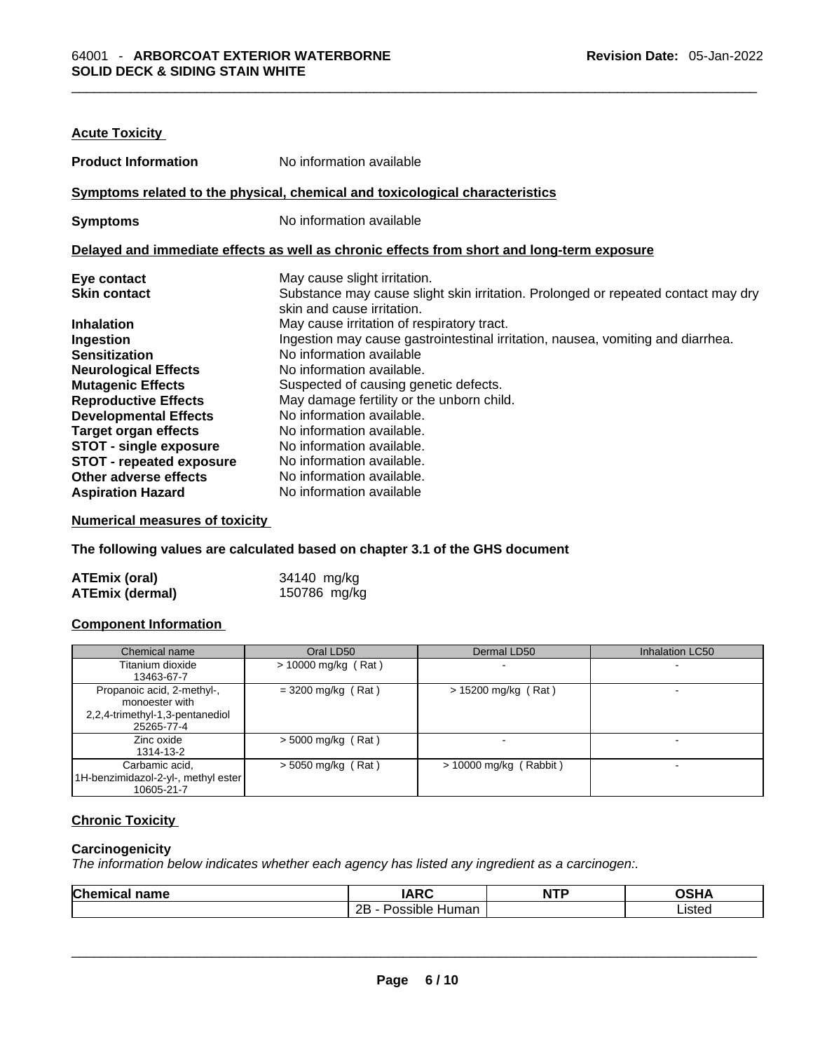**Acute Toxicity**

**Product Information** No information available

**Symptoms related to the physical, chemical and toxicological characteristics**

**Symptoms** No information available

**Delayed and immediate effects as well as chronic effects from short and long-term exposure**

**Eye contact** May cause slight irritation.
**Skin contact** Substance may cause slight skin irritation. Prolonged or repeated contact may dry skin and cause irritation.
**Inhalation** May cause irritation of respiratory tract.
**Ingestion** Ingestion may cause gastrointestinal irritation, nausea, vomiting and diarrhea.
**Sensitization** No information available
**Neurological Effects** No information available.
**Mutagenic Effects** Suspected of causing genetic defects.
**Reproductive Effects** May damage fertility or the unborn child.
**Developmental Effects** No information available.
**Target organ effects** No information available.
**STOT - single exposure** No information available.
**STOT - repeated exposure** No information available.
**Other adverse effects** No information available.
**Aspiration Hazard** No information available

**Numerical measures of toxicity**

**The following values are calculated based on chapter 3.1 of the GHS document**

**ATEmix (oral)** 34140 mg/kg
**ATEmix (dermal)** 150786 mg/kg

**Component Information**

| Chemical name | Oral LD50 | Dermal LD50 | Inhalation LC50 |
|---|---|---|---|
| Titanium dioxide 13463-67-7 | > 10000 mg/kg ( Rat ) | - | - |
| Propanoic acid, 2-methyl-, monoester with 2,2,4-trimethyl-1,3-pentanediol 25265-77-4 | = 3200 mg/kg ( Rat ) | > 15200 mg/kg ( Rat ) | - |
| Zinc oxide 1314-13-2 | > 5000 mg/kg ( Rat ) | - | - |
| Carbamic acid, 1H-benzimidazol-2-yl-, methyl ester 10605-21-7 | > 5050 mg/kg ( Rat ) | > 10000 mg/kg ( Rabbit ) | - |

**Chronic Toxicity**

**Carcinogenicity**

*The information below indicates whether each agency has listed any ingredient as a carcinogen:.*

| Chemical name | IARC | NTP | OSHA |
|---|---|---|---|
| | 2B - Possible Human | | Listed |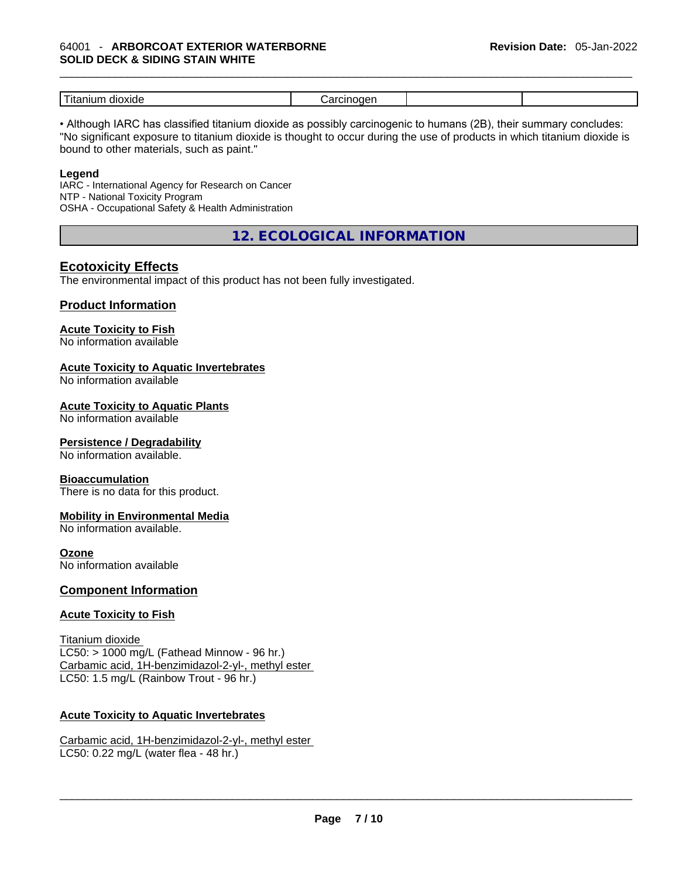| | | | |
|---|---|---|---|
| Titanium dioxide | Carcinogen | | |

• Although IARC has classified titanium dioxide as possibly carcinogenic to humans (2B), their summary concludes: "No significant exposure to titanium dioxide is thought to occur during the use of products in which titanium dioxide is bound to other materials, such as paint."

**Legend**

IARC - International Agency for Research on Cancer
NTP - National Toxicity Program
OSHA - Occupational Safety & Health Administration

## 12. ECOLOGICAL INFORMATION

### Ecotoxicity Effects

The environmental impact of this product has not been fully investigated.

### Product Information

**Acute Toxicity to Fish**
No information available

**Acute Toxicity to Aquatic Invertebrates**
No information available

**Acute Toxicity to Aquatic Plants**
No information available

**Persistence / Degradability**
No information available.

**Bioaccumulation**
There is no data for this product.

**Mobility in Environmental Media**
No information available.

**Ozone**
No information available

### Component Information

**Acute Toxicity to Fish**

Titanium dioxide
LC50: > 1000 mg/L (Fathead Minnow - 96 hr.)
Carbamic acid, 1H-benzimidazol-2-yl-, methyl ester
LC50: 1.5 mg/L (Rainbow Trout - 96 hr.)

**Acute Toxicity to Aquatic Invertebrates**

Carbamic acid, 1H-benzimidazol-2-yl-, methyl ester
LC50: 0.22 mg/L (water flea - 48 hr.)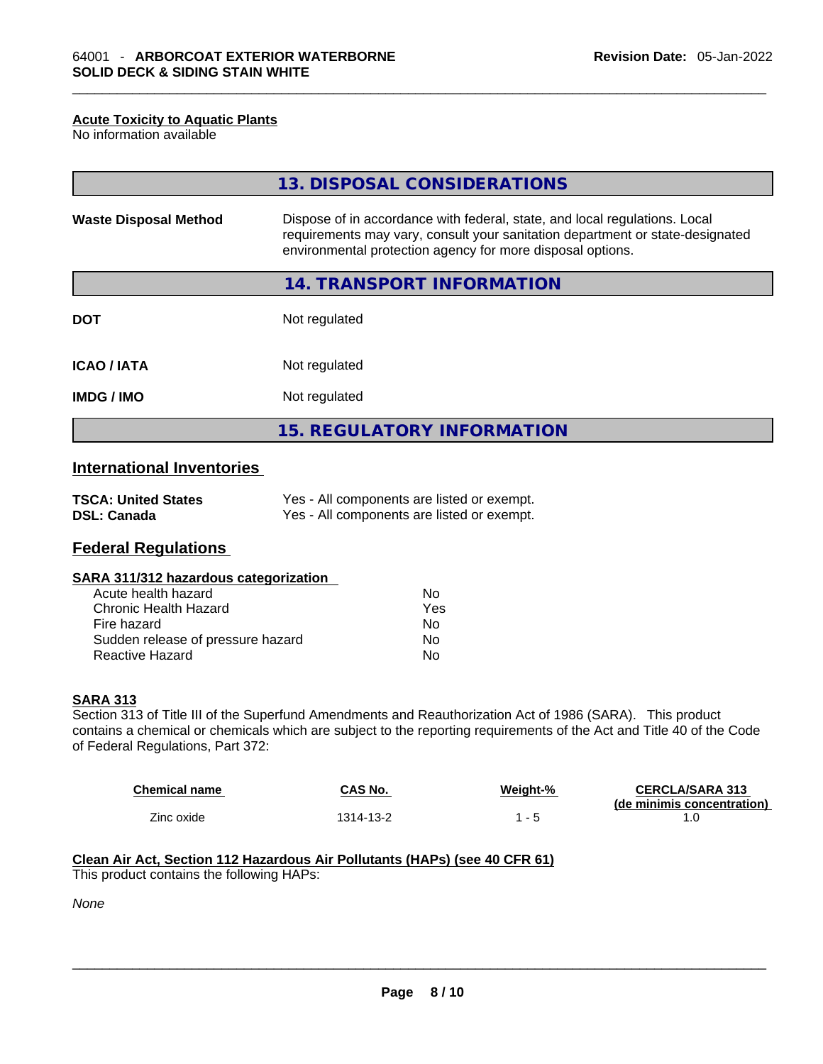**Acute Toxicity to Aquatic Plants**
No information available

## 13. DISPOSAL CONSIDERATIONS

| | |
|---|---|
| **Waste Disposal Method** | Dispose of in accordance with federal, state, and local regulations. Local requirements may vary, consult your sanitation department or state-designated environmental protection agency for more disposal options. |

## 14. TRANSPORT INFORMATION

| | |
|---|---|
| **DOT** | Not regulated |
| **ICAO / IATA** | Not regulated |
| **IMDG / IMO** | Not regulated |

## 15. REGULATORY INFORMATION

### International Inventories

| | |
|---|---|
| **TSCA: United States** | Yes - All components are listed or exempt. |
| **DSL: Canada** | Yes - All components are listed or exempt. |

### Federal Regulations

**SARA 311/312 hazardous categorization**

| | |
|---|---|
| Acute health hazard | No |
| Chronic Health Hazard | Yes |
| Fire hazard | No |
| Sudden release of pressure hazard | No |
| Reactive Hazard | No |

**SARA 313**
Section 313 of Title III of the Superfund Amendments and Reauthorization Act of 1986 (SARA). This product contains a chemical or chemicals which are subject to the reporting requirements of the Act and Title 40 of the Code of Federal Regulations, Part 372:

| Chemical name | CAS No. | Weight-% | CERCLA/SARA 313 (de minimis concentration) |
|---|---|---|---|
| Zinc oxide | 1314-13-2 | 1 - 5 | 1.0 |

**Clean Air Act, Section 112 Hazardous Air Pollutants (HAPs) (see 40 CFR 61)**
This product contains the following HAPs:

*None*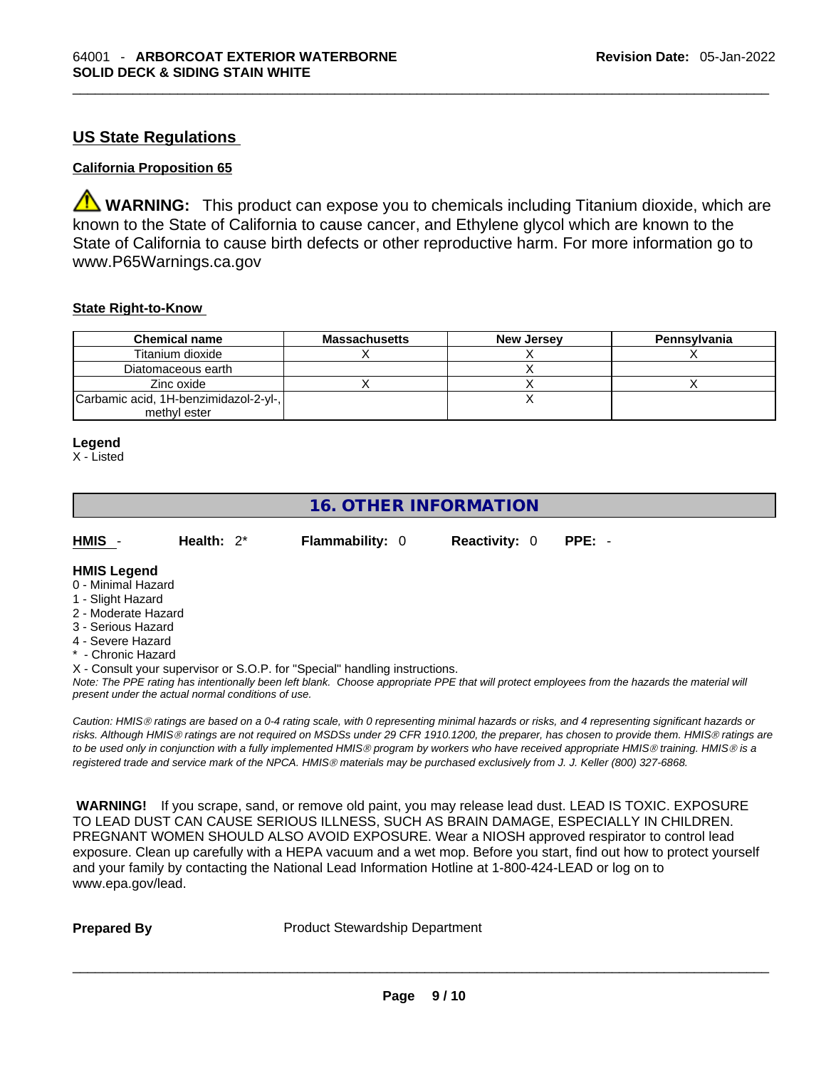## US State Regulations

**California Proposition 65**

⚠ **WARNING:** This product can expose you to chemicals including Titanium dioxide, which are known to the State of California to cause cancer, and Ethylene glycol which are known to the State of California to cause birth defects or other reproductive harm. For more information go to www.P65Warnings.ca.gov

**State Right-to-Know**

| Chemical name | Massachusetts | New Jersey | Pennsylvania |
|---|---|---|---|
| Titanium dioxide | X | X | X |
| Diatomaceous earth | | X | |
| Zinc oxide | X | X | X |
| Carbamic acid, 1H-benzimidazol-2-yl-, methyl ester | | X | |

**Legend**
X - Listed

# 16. OTHER INFORMATION

**HMIS** - **Health:** 2* **Flammability:** 0 **Reactivity:** 0 **PPE:** -

**HMIS Legend**
0 - Minimal Hazard
1 - Slight Hazard
2 - Moderate Hazard
3 - Serious Hazard
4 - Severe Hazard
* - Chronic Hazard
X - Consult your supervisor or S.O.P. for "Special" handling instructions.

*Note: The PPE rating has intentionally been left blank. Choose appropriate PPE that will protect employees from the hazards the material will present under the actual normal conditions of use.*

*Caution: HMIS® ratings are based on a 0-4 rating scale, with 0 representing minimal hazards or risks, and 4 representing significant hazards or risks. Although HMIS® ratings are not required on MSDSs under 29 CFR 1910.1200, the preparer, has chosen to provide them. HMIS® ratings are to be used only in conjunction with a fully implemented HMIS® program by workers who have received appropriate HMIS® training. HMIS® is a registered trade and service mark of the NPCA. HMIS® materials may be purchased exclusively from J. J. Keller (800) 327-6868.*

**WARNING!** If you scrape, sand, or remove old paint, you may release lead dust. LEAD IS TOXIC. EXPOSURE TO LEAD DUST CAN CAUSE SERIOUS ILLNESS, SUCH AS BRAIN DAMAGE, ESPECIALLY IN CHILDREN. PREGNANT WOMEN SHOULD ALSO AVOID EXPOSURE. Wear a NIOSH approved respirator to control lead exposure. Clean up carefully with a HEPA vacuum and a wet mop. Before you start, find out how to protect yourself and your family by contacting the National Lead Information Hotline at 1-800-424-LEAD or log on to www.epa.gov/lead.

**Prepared By** Product Stewardship Department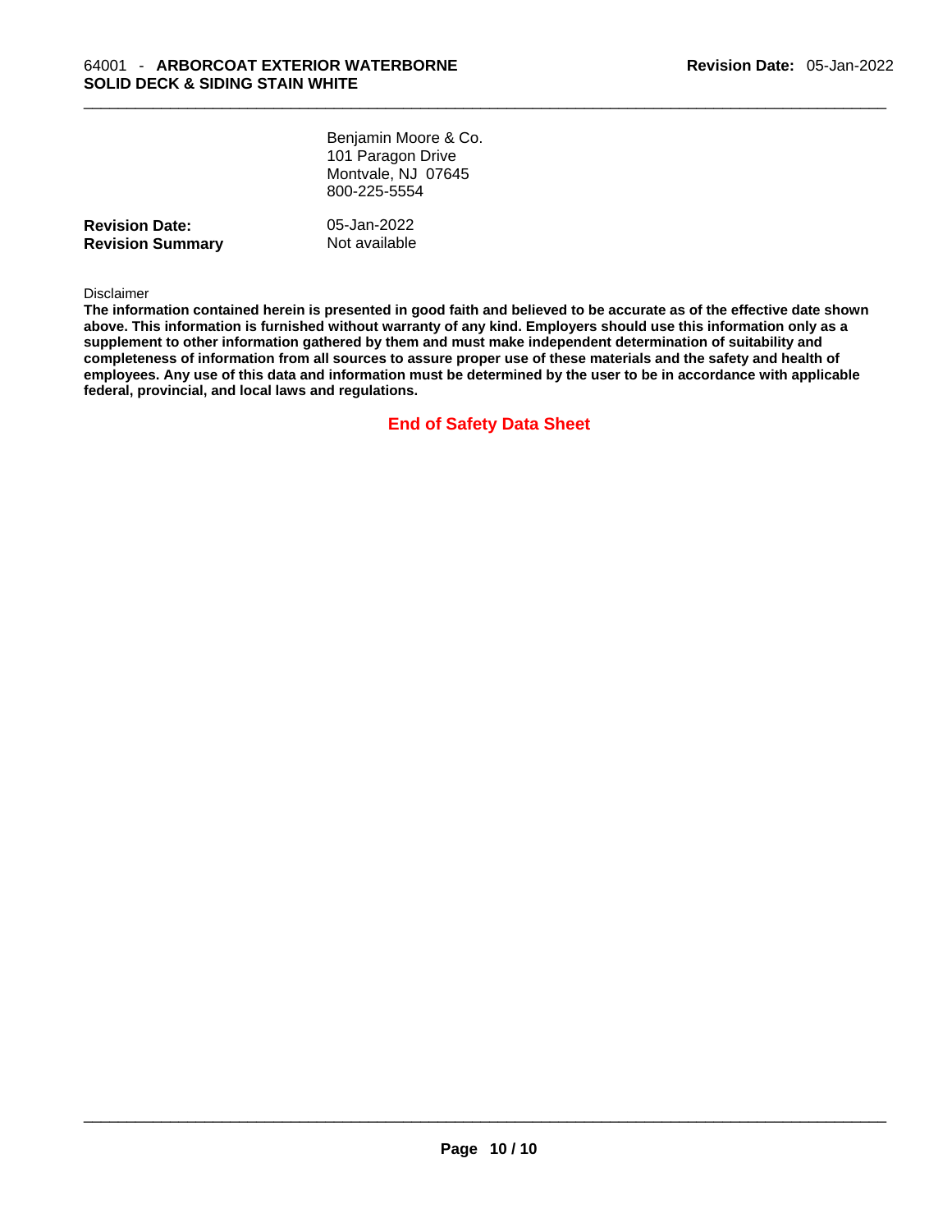Benjamin Moore & Co.
101 Paragon Drive
Montvale, NJ 07645
800-225-5554

| | |
|---|---|
| **Revision Date:** | 05-Jan-2022 |
| **Revision Summary** | Not available |

Disclaimer

**The information contained herein is presented in good faith and believed to be accurate as of the effective date shown above. This information is furnished without warranty of any kind. Employers should use this information only as a supplement to other information gathered by them and must make independent determination of suitability and completeness of information from all sources to assure proper use of these materials and the safety and health of employees. Any use of this data and information must be determined by the user to be in accordance with applicable federal, provincial, and local laws and regulations.**

**End of Safety Data Sheet**